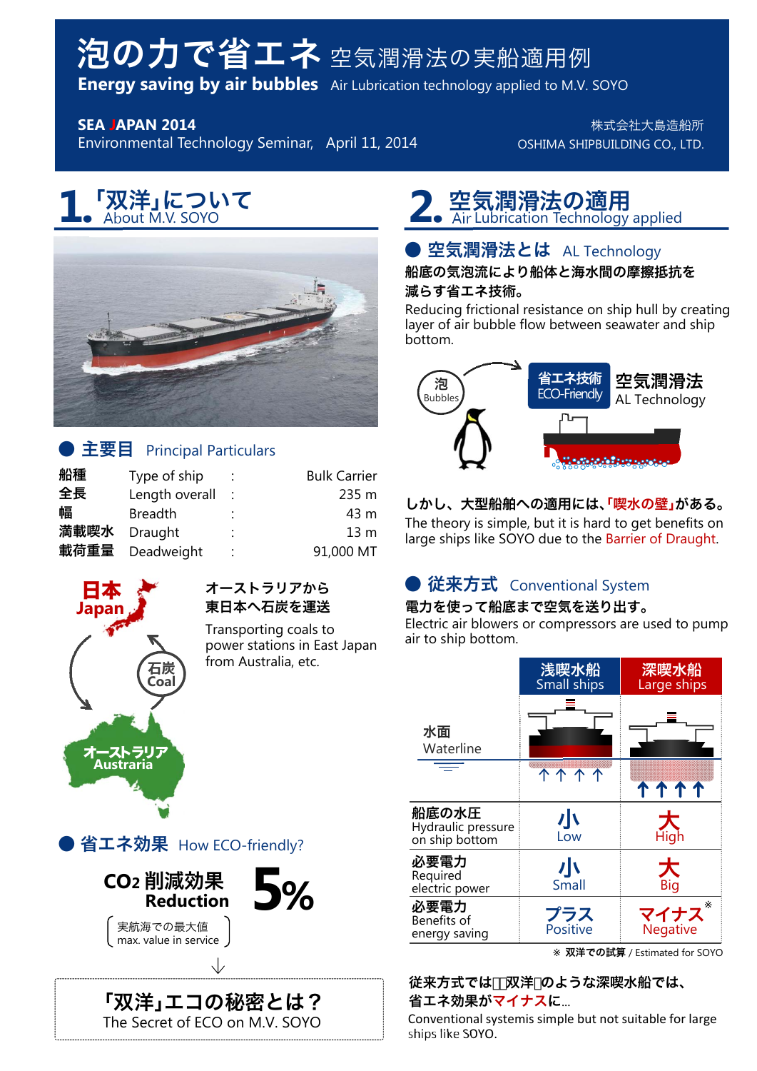# 泡の力で省エネ 空気潤滑法の実船適用例

**Energy saving by air bubbles** Air Lubrication technology applied to M.V. SOYO

**SEA JAPAN 2014**
Environmental Technology Seminar, April 11, 2014

株式会社大島造船所
OSHIMA SHIPBUILDING CO., LTD.

## 1. 「双洋」について About M.V. SOYO

### 主要目 Principal Particulars

| | | | |
|---|---|---|---|
| 船種 | Type of ship | : | Bulk Carrier |
| 全長 | Length overall | : | 235 m |
| 幅 | Breadth | : | 43 m |
| 満載喫水 | Draught | : | 13 m |
| 載荷重量 | Deadweight | : | 91,000 MT |

日本 Japan
石炭 Coal
オーストラリア Austraria

**オーストラリアから東日本へ石炭を運送**

Transporting coals to power stations in East Japan from Australia, etc.

### 省エネ効果 How ECO-friendly?

**$CO_2$ 削減効果 Reduction 5%**

（実航海での最大値 max. value in service）

↓

**「双洋」エコの秘密とは？**
The Secret of ECO on M.V. SOYO

## 2. 空気潤滑法の適用 Air Lubrication Technology applied

### 空気潤滑法とは AL Technology

**船底の気泡流により船体と海水間の摩擦抵抗を減らす省エネ技術。**

Reducing frictional resistance on ship hull by creating layer of air bubble flow between seawater and ship bottom.

泡 Bubbles → 省エネ技術 ECO-Friendly 空気潤滑法 AL Technology

**しかし、大型船舶への適用には、「喫水の壁」がある。**

The theory is simple, but it is hard to get benefits on large ships like SOYO due to the Barrier of Draught.

### 従来方式 Conventional System

**電力を使って船底まで空気を送り出す。**

Electric air blowers or compressors are used to pump air to ship bottom.

| | 浅喫水船 Small ships | 深喫水船 Large ships |
|---|---|---|
| 水面 Waterline | | |
| 船底の水圧 Hydraulic pressure on ship bottom | 小 Low | 大 High |
| 必要電力 Required electric power | 小 Small | 大 Big |
| 必要電力 Benefits of energy saving | プラス Positive | マイナス Negative ※ |

※ 双洋での試算 / Estimated for SOYO

**従来方式では「双洋」のような深喫水船では、省エネ効果がマイナスに...**

Conventional systemis simple but not suitable for large ships like SOYO.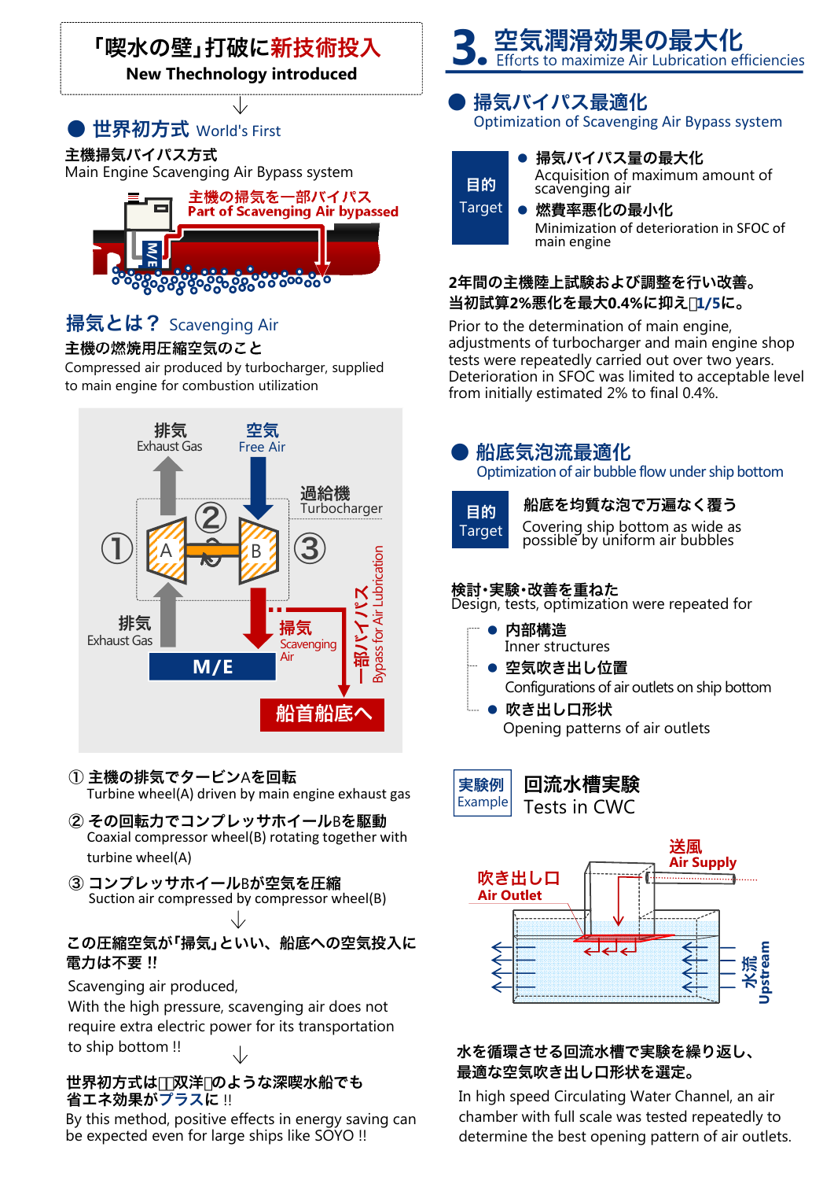## 「喫水の壁」打破に新技術投入
**New Thechnology introduced**

### ● 世界初方式 World's First

**主機掃気バイパス方式**
Main Engine Scavenging Air Bypass system

主機の掃気を一部バイパス
Part of Scavenging Air bypassed

M/E

### 掃気とは？ Scavenging Air

**主機の燃焼用圧縮空気のこと**
Compressed air produced by turbocharger, supplied to main engine for combustion utilization

排気 Exhaust Gas
空気 Free Air
過給機 Turbocharger
① A ② B ③
排気 Exhaust Gas
M/E
掃気 Scavenging Air
一部バイパス Bypass for Air Lubrication
船首船底へ

① **主機の排気でタービンAを回転**
Turbine wheel(A) driven by main engine exhaust gas

② **その回転力でコンプレッサホイールBを駆動**
Coaxial compressor wheel(B) rotating together with turbine wheel(A)

③ **コンプレッサホイールBが空気を圧縮**
Suction air compressed by compressor wheel(B)

**この圧縮空気が「掃気」といい、船への空気投入に電力は不要 !!**

Scavenging air produced,
With the high pressure, scavenging air does not require extra electric power for its transportation to ship bottom !!

**世界初方式は「双洋」のような深喫水船でも省エネ効果がプラスに !!**
By this method, positive effects in energy saving can be expected even for large ships like SOYO !!

## 3. 空気潤滑効果の最大化
Efforts to maximize Air Lubrication efficiencies

### ● 掃気バイパス最適化
Optimization of Scavenging Air Bypass system

**目的 Target**
- **掃気バイパス量の最大化**
  Acquisition of maximum amount of scavenging air
- **燃焼率悪化の最小化**
  Minimization of deterioration in SFOC of main engine

**2年間の主機陸上試験および調整を行い改善。**
**当初試算2%悪化を最大0.4%に抑え「1/5」に。**

Prior to the determination of main engine, adjustments of turbocharger and main engine shop tests were repeatedly carried out over two years. Deterioration in SFOC was limited to acceptable level from initially estimated 2% to final 0.4%.

### ● 船底気泡流最適化
Optimization of air bubble flow under ship bottom

**目的 Target**
**船底を均質な泡で万遍なく覆う**
Covering ship bottom as wide as possible by uniform air bubbles

**検討・実験・改善を重ねた**
Design, tests, optimization were repeated for

- **内部構造**
  Inner structures
- **空気吹き出し位置**
  Configurations of air outlets on ship bottom
- **吹き出し口形状**
  Opening patterns of air outlets

**実験例 Example** **回流水槽実験**
Tests in CWC

送風 Air Supply
吹き出し口 Air Outlet
水流 Upstream

**水を循環させる回流水槽で実験を繰り返し、最適な空気吹き出し口形状を選定。**
In high speed Circulating Water Channel, an air chamber with full scale was tested repeatedly to determine the best opening pattern of air outlets.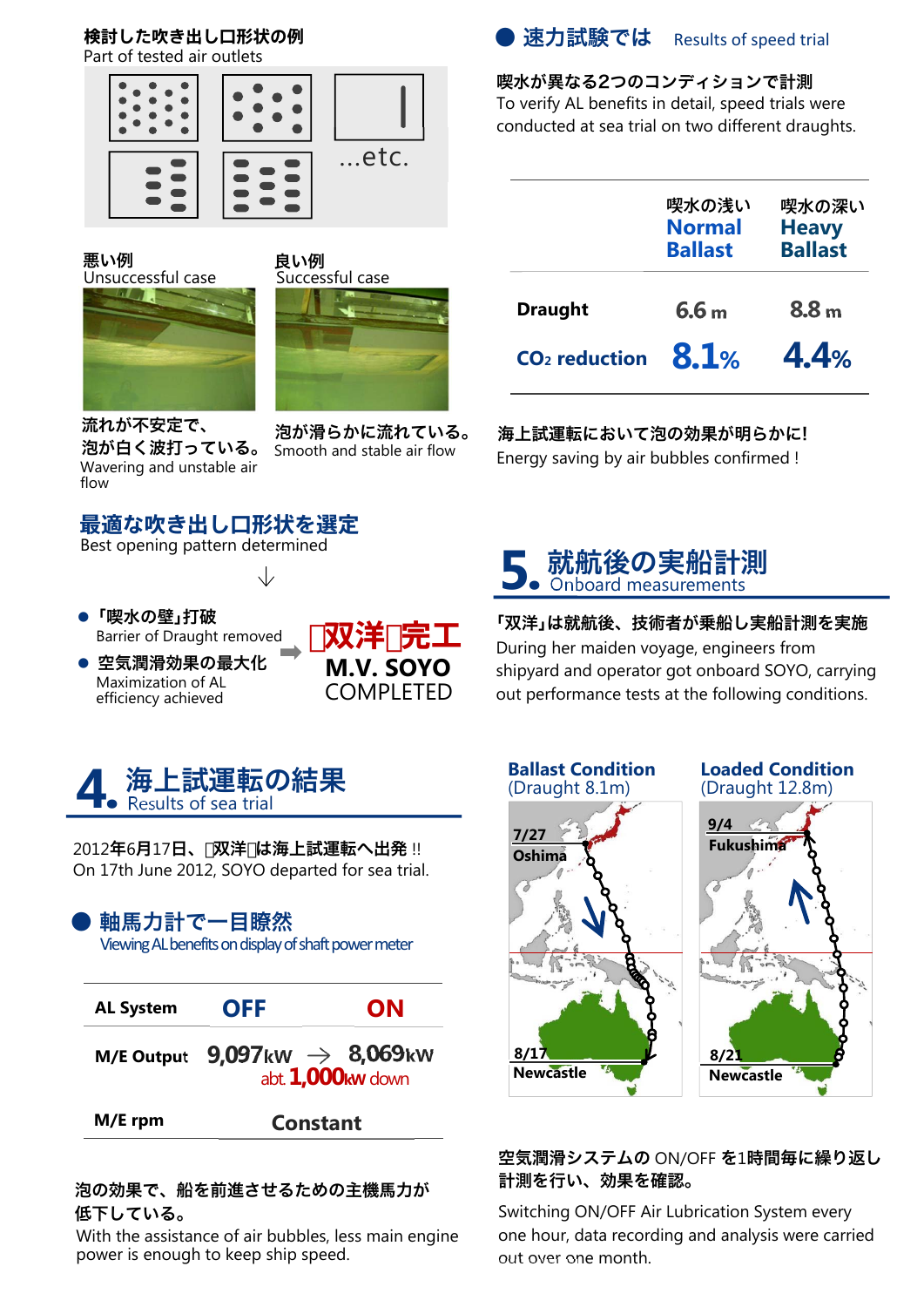検討した吹き出し口形状の例
Part of tested air outlets

...etc.

悪い例
Unsuccessful case

流れが不安定で、泡が白く波打っている。
Wavering and unstable air flow

良い例
Successful case

泡が滑らかに流れている。
Smooth and stable air flow

## 最適な吹き出し口形状を選定
Best opening pattern determined

↓

- 「喫水の壁」打破
  Barrier of Draught removed
- 空気潤滑効果の最大化
  Maximization of AL efficiency achieved

➡

**「双洋」完工**
**M.V. SOYO**
COMPLETED

# 4. 海上試運転の結果
Results of sea trial

2012年6月17日、「双洋」は海上試運転へ出発 !!
On 17th June 2012, SOYO departed for sea trial.

### ● 軸馬力計で一目瞭然
Viewing AL benefits on display of shaft power meter

| AL System | OFF | ON |
|---|---|---|
| M/E Output | 9,097kW → | 8,069kW (abt. 1,000kW down) |
| M/E rpm | Constant | |

泡の効果で、船を前進させるための主機馬力が低下している。
With the assistance of air bubbles, less main engine power is enough to keep ship speed.

### ● 速力試験では Results of speed trial

喫水が異なる2つのコンディションで計測
To verify AL benefits in detail, speed trials were conducted at sea trial on two different draughts.

| | 喫水の浅い Normal Ballast | 喫水の深い Heavy Ballast |
|---|---|---|
| Draught | 6.6 m | 8.8 m |
| $CO_2$ reduction | 8.1% | 4.4% |

海上試運転において泡の効果が明らかに!
Energy saving by air bubbles confirmed !

# 5. 就航後の実船計測
Onboard measurements

「双洋」は就航後、技術者が乗船し実船計測を実施
During her maiden voyage, engineers from shipyard and operator got onboard SOYO, carrying out performance tests at the following conditions.

**Ballast Condition**
(Draught 8.1m)

7/27 Oshima
8/17 Newcastle

**Loaded Condition**
(Draught 12.8m)

9/4 Fukushima
8/21 Newcastle

空気潤滑システムの ON/OFF を1時間毎に繰り返し計測を行い、効果を確認。
Switching ON/OFF Air Lubrication System every one hour, data recording and analysis were carried out over one month.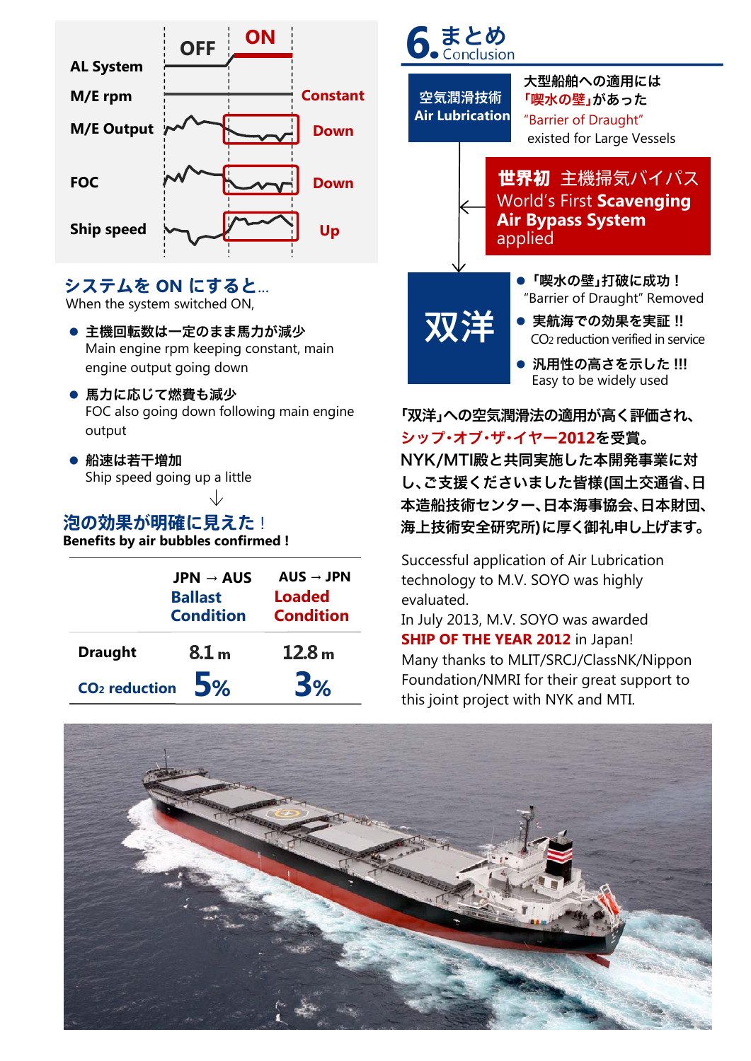AL System — OFF / ON

M/E rpm — Constant

M/E Output — Down

FOC — Down

Ship speed — Up

### システムを ON にすると…

When the system switched ON,

- **主機回転数は一定のまま馬力が減少**
  Main engine rpm keeping constant, main engine output going down
- **馬力に応じて燃費も減少**
  FOC also going down following main engine output
- **船速は若干増加**
  Ship speed going up a little

↓

### 泡の効果が明確に見えた！

**Benefits by air bubbles confirmed !**

| | JPN → AUS Ballast Condition | AUS → JPN Loaded Condition |
|---|---|---|
| Draught | 8.1 m | 12.8 m |
| $CO_2$ reduction | 5% | 3% |

## 6. まとめ Conclusion

**空気潤滑技術 Air Lubrication**

大型船舶への適用には「喫水の壁」があった
"Barrier of Draught" existed for Large Vessels

**世界初 主機掃気バイパス**
World's First **Scavenging Air Bypass System** applied

**双洋**

- 「喫水の壁」打破に成功！
  "Barrier of Draught" Removed
- 実航海での効果を実証 !!
  $CO_2$ reduction verified in service
- 汎用性の高さを示した !!!
  Easy to be widely used

**「双洋」への空気潤滑法の適用が高く評価され、シップ・オブ・ザ・イヤー2012を受賞。NYK/MTI殿と共同実施した本開発事業に対し、ご支援くださいました皆様(国土交通省、日本造船技術センター、日本海事協会、日本財団、海上技術安全研究所)に厚く御礼申し上げます。**

Successful application of Air Lubrication technology to M.V. SOYO was highly evaluated.
In July 2013, M.V. SOYO was awarded **SHIP OF THE YEAR 2012** in Japan!
Many thanks to MLIT/SRCJ/ClassNK/Nippon Foundation/NMRI for their great support to this joint project with NYK and MTI.